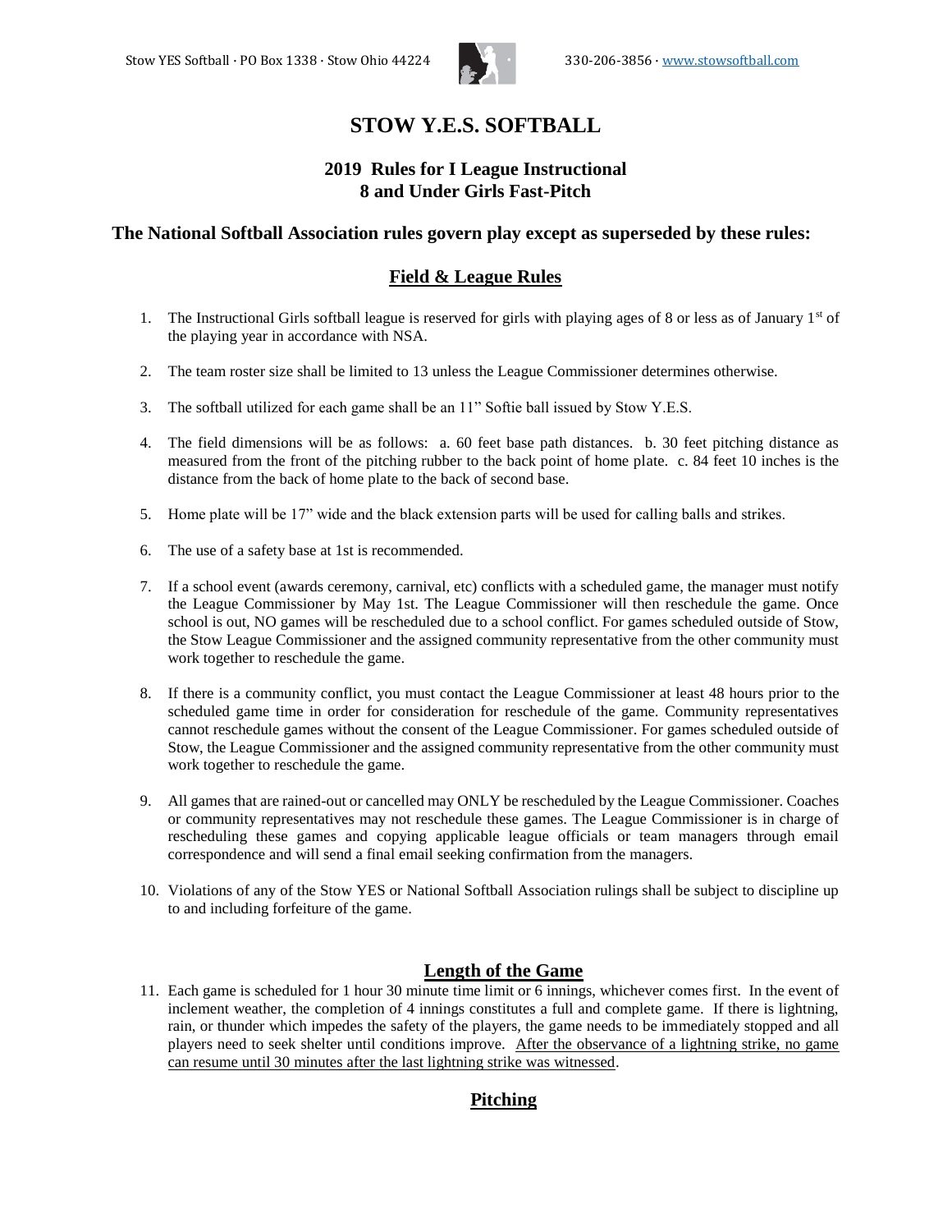# STOW Y.E.S. SOFTBALL

## 2019 Rules for I League Instructional
## 8 and Under Girls Fast-Pitch

### The National Softball Association rules govern play except as superseded by these rules:

## Field & League Rules

1. The Instructional Girls softball league is reserved for girls with playing ages of 8 or less as of January 1st of the playing year in accordance with NSA.

2. The team roster size shall be limited to 13 unless the League Commissioner determines otherwise.

3. The softball utilized for each game shall be an 11" Softie ball issued by Stow Y.E.S.

4. The field dimensions will be as follows: a. 60 feet base path distances. b. 30 feet pitching distance as measured from the front of the pitching rubber to the back point of home plate. c. 84 feet 10 inches is the distance from the back of home plate to the back of second base.

5. Home plate will be 17" wide and the black extension parts will be used for calling balls and strikes.

6. The use of a safety base at 1st is recommended.

7. If a school event (awards ceremony, carnival, etc) conflicts with a scheduled game, the manager must notify the League Commissioner by May 1st. The League Commissioner will then reschedule the game. Once school is out, NO games will be rescheduled due to a school conflict. For games scheduled outside of Stow, the Stow League Commissioner and the assigned community representative from the other community must work together to reschedule the game.

8. If there is a community conflict, you must contact the League Commissioner at least 48 hours prior to the scheduled game time in order for consideration for reschedule of the game. Community representatives cannot reschedule games without the consent of the League Commissioner. For games scheduled outside of Stow, the League Commissioner and the assigned community representative from the other community must work together to reschedule the game.

9. All games that are rained-out or cancelled may ONLY be rescheduled by the League Commissioner. Coaches or community representatives may not reschedule these games. The League Commissioner is in charge of rescheduling these games and copying applicable league officials or team managers through email correspondence and will send a final email seeking confirmation from the managers.

10. Violations of any of the Stow YES or National Softball Association rulings shall be subject to discipline up to and including forfeiture of the game.

## Length of the Game

11. Each game is scheduled for 1 hour 30 minute time limit or 6 innings, whichever comes first. In the event of inclement weather, the completion of 4 innings constitutes a full and complete game. If there is lightning, rain, or thunder which impedes the safety of the players, the game needs to be immediately stopped and all players need to seek shelter until conditions improve. After the observance of a lightning strike, no game can resume until 30 minutes after the last lightning strike was witnessed.

## Pitching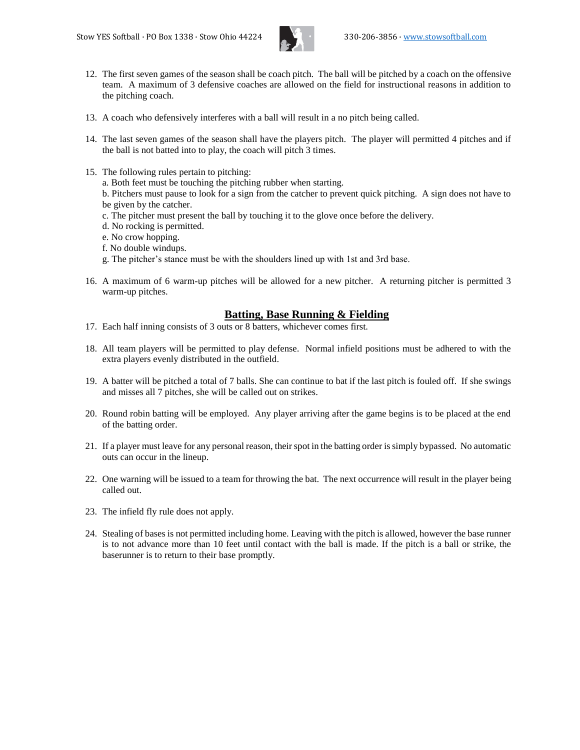12. The first seven games of the season shall be coach pitch. The ball will be pitched by a coach on the offensive team. A maximum of 3 defensive coaches are allowed on the field for instructional reasons in addition to the pitching coach.

13. A coach who defensively interferes with a ball will result in a no pitch being called.

14. The last seven games of the season shall have the players pitch. The player will permitted 4 pitches and if the ball is not batted into to play, the coach will pitch 3 times.

15. The following rules pertain to pitching:
    a. Both feet must be touching the pitching rubber when starting.
    b. Pitchers must pause to look for a sign from the catcher to prevent quick pitching. A sign does not have to be given by the catcher.
    c. The pitcher must present the ball by touching it to the glove once before the delivery.
    d. No rocking is permitted.
    e. No crow hopping.
    f. No double windups.
    g. The pitcher's stance must be with the shoulders lined up with 1st and 3rd base.

16. A maximum of 6 warm-up pitches will be allowed for a new pitcher. A returning pitcher is permitted 3 warm-up pitches.

## Batting, Base Running & Fielding

17. Each half inning consists of 3 outs or 8 batters, whichever comes first.

18. All team players will be permitted to play defense. Normal infield positions must be adhered to with the extra players evenly distributed in the outfield.

19. A batter will be pitched a total of 7 balls. She can continue to bat if the last pitch is fouled off. If she swings and misses all 7 pitches, she will be called out on strikes.

20. Round robin batting will be employed. Any player arriving after the game begins is to be placed at the end of the batting order.

21. If a player must leave for any personal reason, their spot in the batting order is simply bypassed. No automatic outs can occur in the lineup.

22. One warning will be issued to a team for throwing the bat. The next occurrence will result in the player being called out.

23. The infield fly rule does not apply.

24. Stealing of bases is not permitted including home. Leaving with the pitch is allowed, however the base runner is to not advance more than 10 feet until contact with the ball is made. If the pitch is a ball or strike, the baserunner is to return to their base promptly.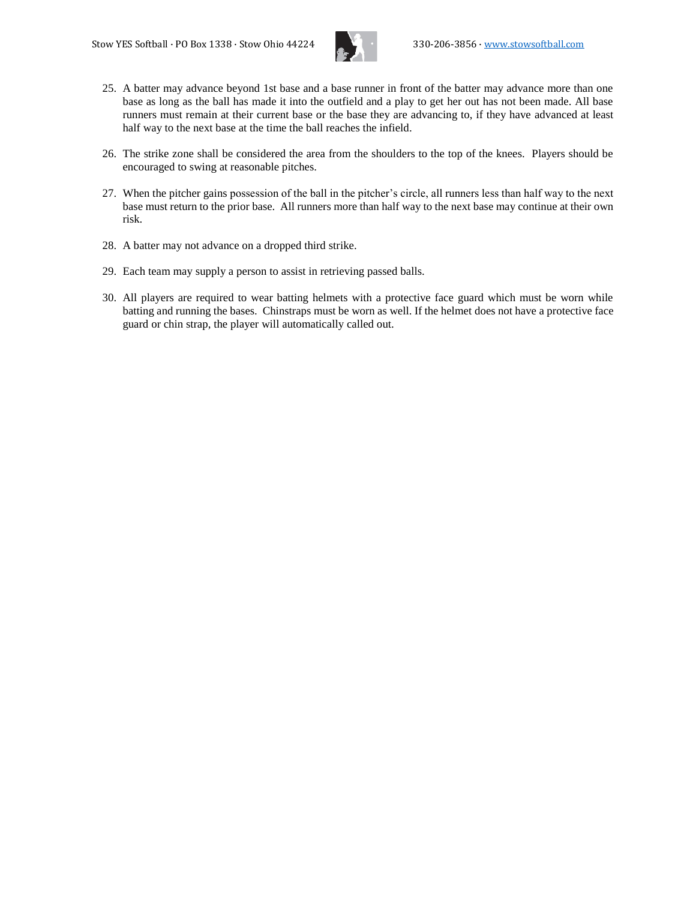25. A batter may advance beyond 1st base and a base runner in front of the batter may advance more than one base as long as the ball has made it into the outfield and a play to get her out has not been made. All base runners must remain at their current base or the base they are advancing to, if they have advanced at least half way to the next base at the time the ball reaches the infield.

26. The strike zone shall be considered the area from the shoulders to the top of the knees. Players should be encouraged to swing at reasonable pitches.

27. When the pitcher gains possession of the ball in the pitcher's circle, all runners less than half way to the next base must return to the prior base. All runners more than half way to the next base may continue at their own risk.

28. A batter may not advance on a dropped third strike.

29. Each team may supply a person to assist in retrieving passed balls.

30. All players are required to wear batting helmets with a protective face guard which must be worn while batting and running the bases. Chinstraps must be worn as well. If the helmet does not have a protective face guard or chin strap, the player will automatically called out.